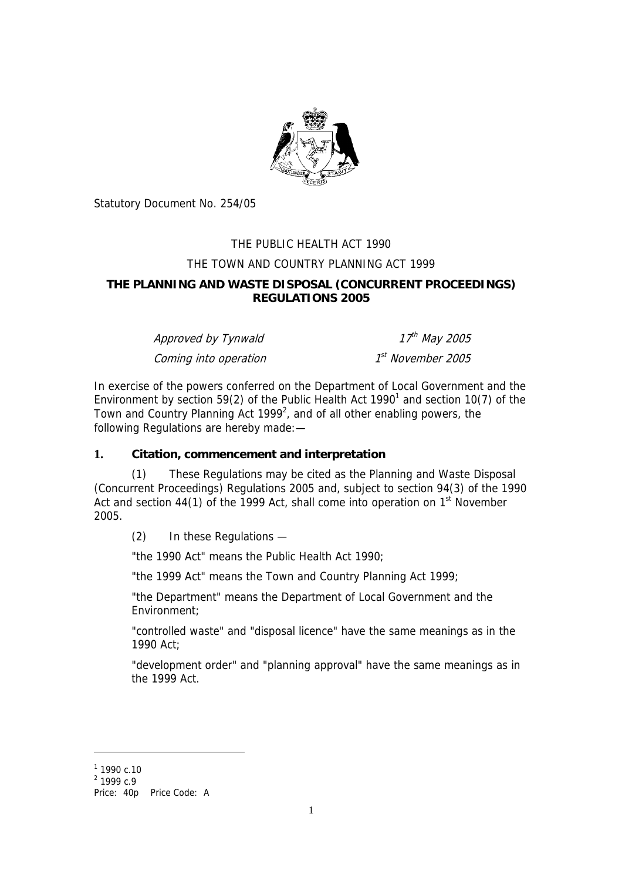Statutory Document No. 254/05

THE PUBLIC HEALTH ACT 1990

THE TOWN AND COUNTRY PLANNING ACT 1999

**THE PLANNING AND WASTE DISPOSAL (CONCURRENT PROCEEDINGS) REGULATIONS 2005**

| | |
|---|---|
| *Approved by Tynwald* | *17th May 2005* |
| *Coming into operation* | *1st November 2005* |

In exercise of the powers conferred on the Department of Local Government and the Environment by section 59(2) of the Public Health Act 1990[1] and section 10(7) of the Town and Country Planning Act 1999[2], and of all other enabling powers, the following Regulations are hereby made:—

## 1. Citation, commencement and interpretation

(1) These Regulations may be cited as the Planning and Waste Disposal (Concurrent Proceedings) Regulations 2005 and, subject to section 94(3) of the 1990 Act and section 44(1) of the 1999 Act, shall come into operation on 1st November 2005.

(2) In these Regulations —

"the 1990 Act" means the Public Health Act 1990;

"the 1999 Act" means the Town and Country Planning Act 1999;

"the Department" means the Department of Local Government and the Environment;

"controlled waste" and "disposal licence" have the same meanings as in the 1990 Act;

"development order" and "planning approval" have the same meanings as in the 1999 Act.

---

[1] 1990 c.10

[2] 1999 c.9

Price: 40p Price Code: A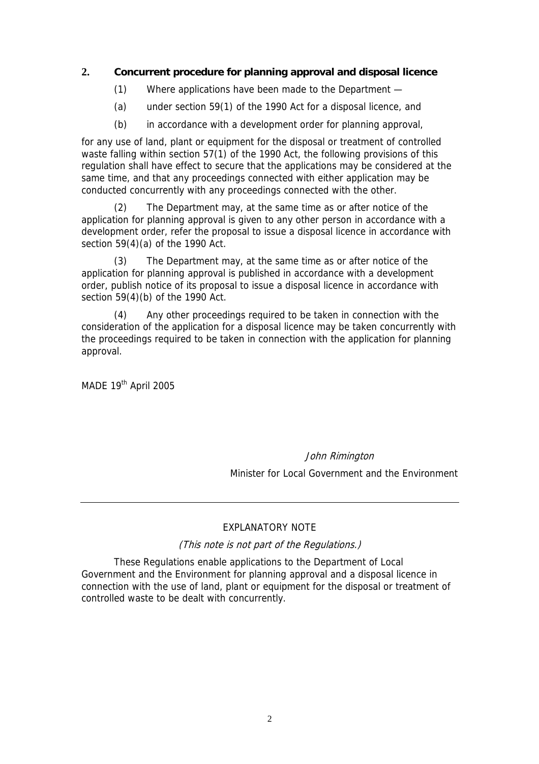## 2. Concurrent procedure for planning approval and disposal licence

(1) Where applications have been made to the Department —

(a) under section 59(1) of the 1990 Act for a disposal licence, and

(b) in accordance with a development order for planning approval,

for any use of land, plant or equipment for the disposal or treatment of controlled waste falling within section 57(1) of the 1990 Act, the following provisions of this regulation shall have effect to secure that the applications may be considered at the same time, and that any proceedings connected with either application may be conducted concurrently with any proceedings connected with the other.

(2) The Department may, at the same time as or after notice of the application for planning approval is given to any other person in accordance with a development order, refer the proposal to issue a disposal licence in accordance with section 59(4)(a) of the 1990 Act.

(3) The Department may, at the same time as or after notice of the application for planning approval is published in accordance with a development order, publish notice of its proposal to issue a disposal licence in accordance with section 59(4)(b) of the 1990 Act.

(4) Any other proceedings required to be taken in connection with the consideration of the application for a disposal licence may be taken concurrently with the proceedings required to be taken in connection with the application for planning approval.

MADE 19th April 2005

*John Rimington*

Minister for Local Government and the Environment

---

EXPLANATORY NOTE

*(This note is not part of the Regulations.)*

These Regulations enable applications to the Department of Local Government and the Environment for planning approval and a disposal licence in connection with the use of land, plant or equipment for the disposal or treatment of controlled waste to be dealt with concurrently.